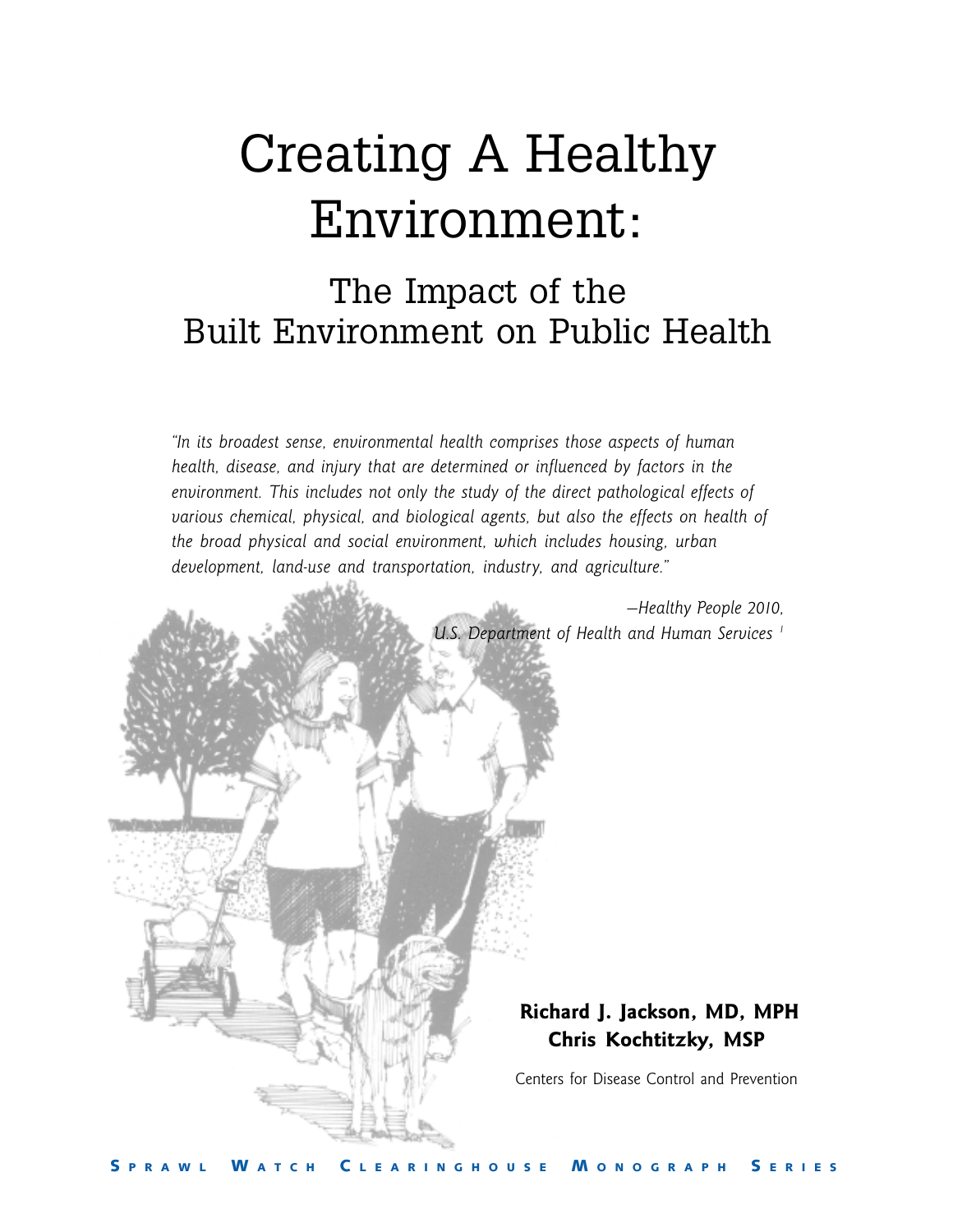# Creating A Healthy Environment:

## The Impact of the Built Environment on Public Health

*"In its broadest sense, environmental health comprises those aspects of human health, disease, and injury that are determined or influenced by factors in the environment. This includes not only the study of the direct pathological effects of various chemical, physical, and biological agents, but also the effects on health of the broad physical and social environment, which includes housing, urban development, land-use and transportation, industry, and agriculture."*

*—Healthy People 2010, U.S. Department of Health and Human Services* [1]

**Richard J. Jackson, MD, MPH**
**Chris Kochtitzky, MSP**

Centers for Disease Control and Prevention

Sprawl Watch Clearinghouse Monograph Series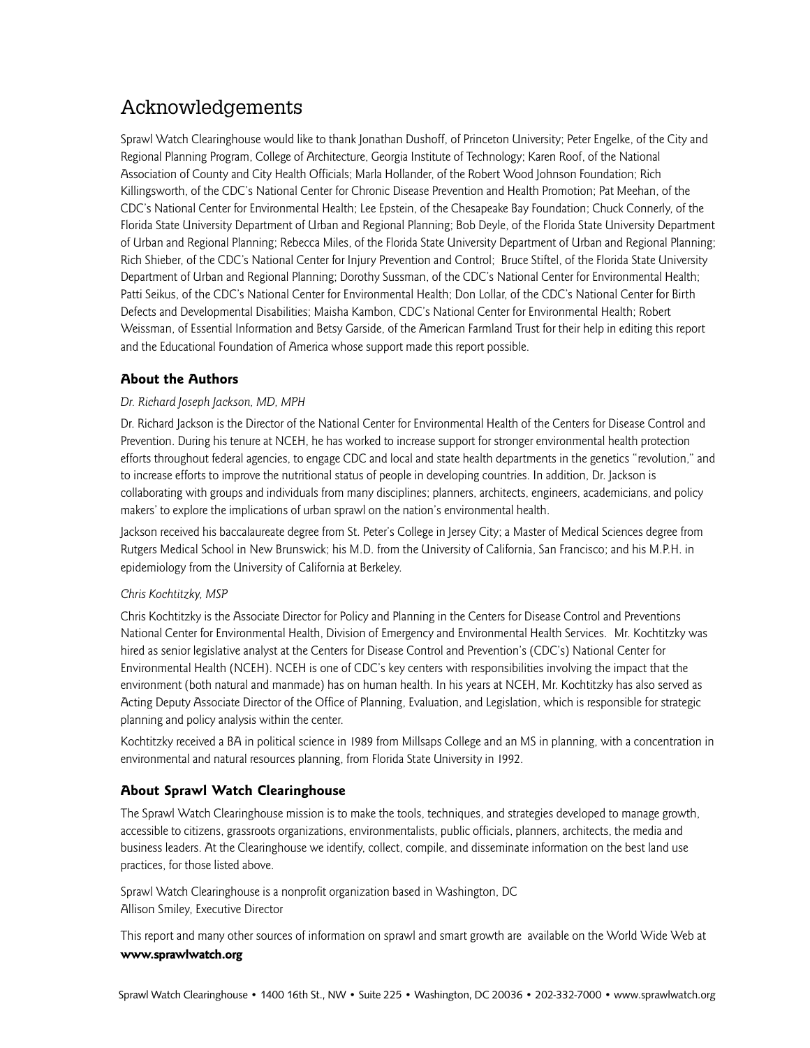# Acknowledgements

Sprawl Watch Clearinghouse would like to thank Jonathan Dushoff, of Princeton University; Peter Engelke, of the City and Regional Planning Program, College of Architecture, Georgia Institute of Technology; Karen Roof, of the National Association of County and City Health Officials; Marla Hollander, of the Robert Wood Johnson Foundation; Rich Killingsworth, of the CDC's National Center for Chronic Disease Prevention and Health Promotion; Pat Meehan, of the CDC's National Center for Environmental Health; Lee Epstein, of the Chesapeake Bay Foundation; Chuck Connerly, of the Florida State University Department of Urban and Regional Planning; Bob Deyle, of the Florida State University Department of Urban and Regional Planning; Rebecca Miles, of the Florida State University Department of Urban and Regional Planning; Rich Shieber, of the CDC's National Center for Injury Prevention and Control; Bruce Stiftel, of the Florida State University Department of Urban and Regional Planning; Dorothy Sussman, of the CDC's National Center for Environmental Health; Patti Seikus, of the CDC's National Center for Environmental Health; Don Lollar, of the CDC's National Center for Birth Defects and Developmental Disabilities; Maisha Kambon, CDC's National Center for Environmental Health; Robert Weissman, of Essential Information and Betsy Garside, of the American Farmland Trust for their help in editing this report and the Educational Foundation of America whose support made this report possible.

### About the Authors

*Dr. Richard Joseph Jackson, MD, MPH*

Dr. Richard Jackson is the Director of the National Center for Environmental Health of the Centers for Disease Control and Prevention. During his tenure at NCEH, he has worked to increase support for stronger environmental health protection efforts throughout federal agencies, to engage CDC and local and state health departments in the genetics "revolution," and to increase efforts to improve the nutritional status of people in developing countries. In addition, Dr. Jackson is collaborating with groups and individuals from many disciplines; planners, architects, engineers, academicians, and policy makers' to explore the implications of urban sprawl on the nation's environmental health.

Jackson received his baccalaureate degree from St. Peter's College in Jersey City; a Master of Medical Sciences degree from Rutgers Medical School in New Brunswick; his M.D. from the University of California, San Francisco; and his M.P.H. in epidemiology from the University of California at Berkeley.

*Chris Kochtitzky, MSP*

Chris Kochtitzky is the Associate Director for Policy and Planning in the Centers for Disease Control and Preventions National Center for Environmental Health, Division of Emergency and Environmental Health Services. Mr. Kochtitzky was hired as senior legislative analyst at the Centers for Disease Control and Prevention's (CDC's) National Center for Environmental Health (NCEH). NCEH is one of CDC's key centers with responsibilities involving the impact that the environment (both natural and manmade) has on human health. In his years at NCEH, Mr. Kochtitzky has also served as Acting Deputy Associate Director of the Office of Planning, Evaluation, and Legislation, which is responsible for strategic planning and policy analysis within the center.

Kochtitzky received a BA in political science in 1989 from Millsaps College and an MS in planning, with a concentration in environmental and natural resources planning, from Florida State University in 1992.

### About Sprawl Watch Clearinghouse

The Sprawl Watch Clearinghouse mission is to make the tools, techniques, and strategies developed to manage growth, accessible to citizens, grassroots organizations, environmentalists, public officials, planners, architects, the media and business leaders. At the Clearinghouse we identify, collect, compile, and disseminate information on the best land use practices, for those listed above.

Sprawl Watch Clearinghouse is a nonprofit organization based in Washington, DC
Allison Smiley, Executive Director

This report and many other sources of information on sprawl and smart growth are available on the World Wide Web at **www.sprawlwatch.org**

Sprawl Watch Clearinghouse • 1400 16th St., NW • Suite 225 • Washington, DC 20036 • 202-332-7000 • www.sprawlwatch.org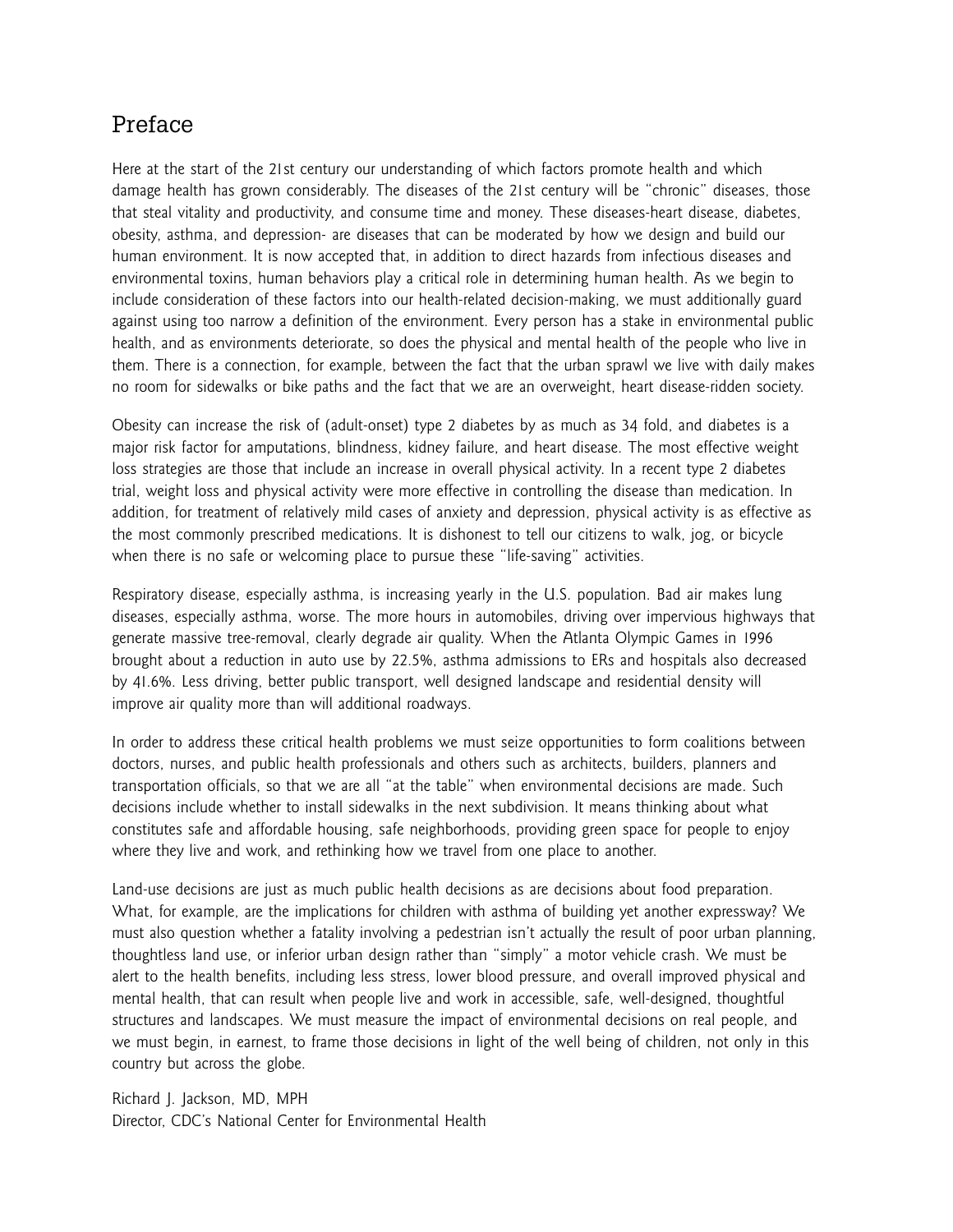# Preface

Here at the start of the 21st century our understanding of which factors promote health and which damage health has grown considerably. The diseases of the 21st century will be "chronic" diseases, those that steal vitality and productivity, and consume time and money. These diseases-heart disease, diabetes, obesity, asthma, and depression- are diseases that can be moderated by how we design and build our human environment. It is now accepted that, in addition to direct hazards from infectious diseases and environmental toxins, human behaviors play a critical role in determining human health. As we begin to include consideration of these factors into our health-related decision-making, we must additionally guard against using too narrow a definition of the environment. Every person has a stake in environmental public health, and as environments deteriorate, so does the physical and mental health of the people who live in them. There is a connection, for example, between the fact that the urban sprawl we live with daily makes no room for sidewalks or bike paths and the fact that we are an overweight, heart disease-ridden society.

Obesity can increase the risk of (adult-onset) type 2 diabetes by as much as 34 fold, and diabetes is a major risk factor for amputations, blindness, kidney failure, and heart disease. The most effective weight loss strategies are those that include an increase in overall physical activity. In a recent type 2 diabetes trial, weight loss and physical activity were more effective in controlling the disease than medication. In addition, for treatment of relatively mild cases of anxiety and depression, physical activity is as effective as the most commonly prescribed medications. It is dishonest to tell our citizens to walk, jog, or bicycle when there is no safe or welcoming place to pursue these "life-saving" activities.

Respiratory disease, especially asthma, is increasing yearly in the U.S. population. Bad air makes lung diseases, especially asthma, worse. The more hours in automobiles, driving over impervious highways that generate massive tree-removal, clearly degrade air quality. When the Atlanta Olympic Games in 1996 brought about a reduction in auto use by 22.5%, asthma admissions to ERs and hospitals also decreased by 41.6%. Less driving, better public transport, well designed landscape and residential density will improve air quality more than will additional roadways.

In order to address these critical health problems we must seize opportunities to form coalitions between doctors, nurses, and public health professionals and others such as architects, builders, planners and transportation officials, so that we are all "at the table" when environmental decisions are made. Such decisions include whether to install sidewalks in the next subdivision. It means thinking about what constitutes safe and affordable housing, safe neighborhoods, providing green space for people to enjoy where they live and work, and rethinking how we travel from one place to another.

Land-use decisions are just as much public health decisions as are decisions about food preparation. What, for example, are the implications for children with asthma of building yet another expressway? We must also question whether a fatality involving a pedestrian isn't actually the result of poor urban planning, thoughtless land use, or inferior urban design rather than "simply" a motor vehicle crash. We must be alert to the health benefits, including less stress, lower blood pressure, and overall improved physical and mental health, that can result when people live and work in accessible, safe, well-designed, thoughtful structures and landscapes. We must measure the impact of environmental decisions on real people, and we must begin, in earnest, to frame those decisions in light of the well being of children, not only in this country but across the globe.

Richard J. Jackson, MD, MPH
Director, CDC's National Center for Environmental Health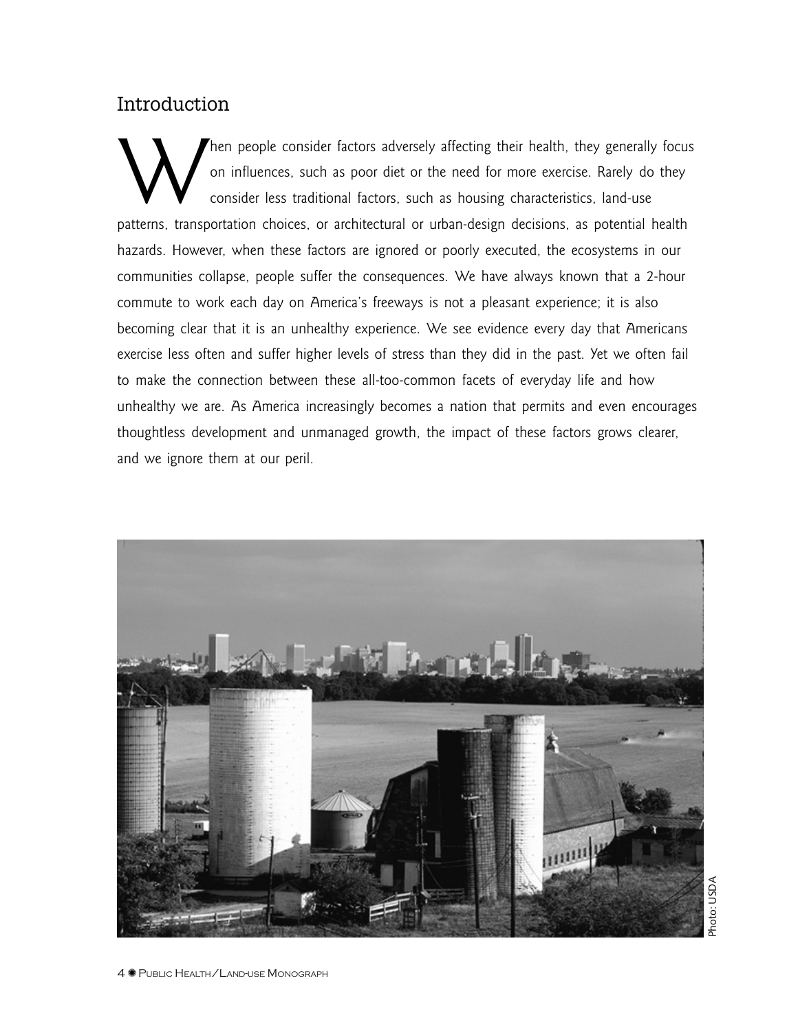## Introduction

When people consider factors adversely affecting their health, they generally focus on influences, such as poor diet or the need for more exercise. Rarely do they consider less traditional factors, such as housing characteristics, land-use patterns, transportation choices, or architectural or urban-design decisions, as potential health hazards. However, when these factors are ignored or poorly executed, the ecosystems in our communities collapse, people suffer the consequences. We have always known that a 2-hour commute to work each day on America's freeways is not a pleasant experience; it is also becoming clear that it is an unhealthy experience. We see evidence every day that Americans exercise less often and suffer higher levels of stress than they did in the past. Yet we often fail to make the connection between these all-too-common facets of everyday life and how unhealthy we are. As America increasingly becomes a nation that permits and even encourages thoughtless development and unmanaged growth, the impact of these factors grows clearer, and we ignore them at our peril.

Photo: USDA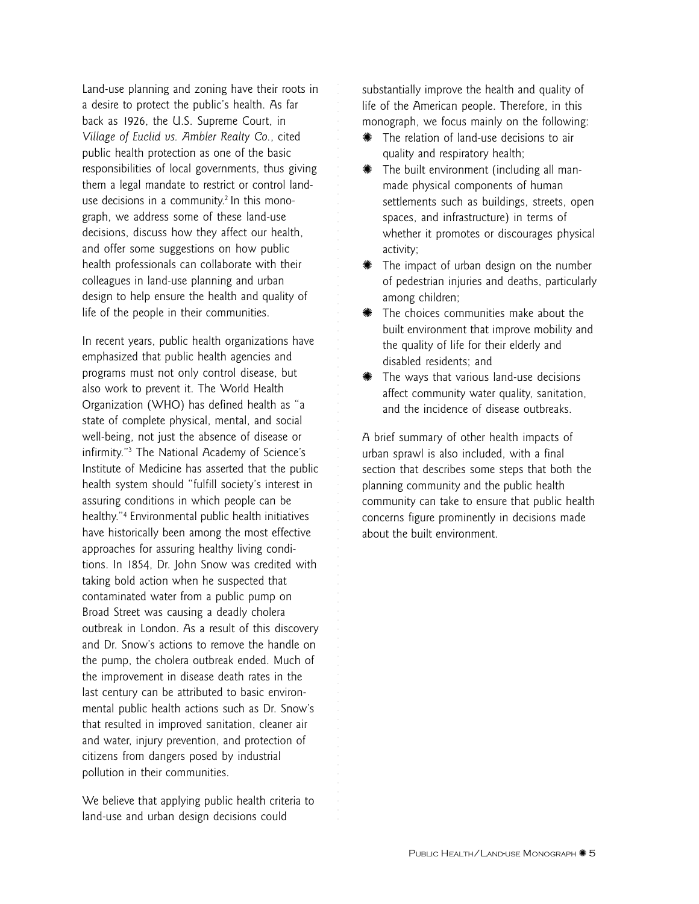Land-use planning and zoning have their roots in a desire to protect the public's health. As far back as 1926, the U.S. Supreme Court, in *Village of Euclid vs. Ambler Realty Co.*, cited public health protection as one of the basic responsibilities of local governments, thus giving them a legal mandate to restrict or control land-use decisions in a community.[2] In this monograph, we address some of these land-use decisions, discuss how they affect our health, and offer some suggestions on how public health professionals can collaborate with their colleagues in land-use planning and urban design to help ensure the health and quality of life of the people in their communities.

In recent years, public health organizations have emphasized that public health agencies and programs must not only control disease, but also work to prevent it. The World Health Organization (WHO) has defined health as "a state of complete physical, mental, and social well-being, not just the absence of disease or infirmity."[3] The National Academy of Science's Institute of Medicine has asserted that the public health system should "fulfill society's interest in assuring conditions in which people can be healthy."[4] Environmental public health initiatives have historically been among the most effective approaches for assuring healthy living conditions. In 1854, Dr. John Snow was credited with taking bold action when he suspected that contaminated water from a public pump on Broad Street was causing a deadly cholera outbreak in London. As a result of this discovery and Dr. Snow's actions to remove the handle on the pump, the cholera outbreak ended. Much of the improvement in disease death rates in the last century can be attributed to basic environmental public health actions such as Dr. Snow's that resulted in improved sanitation, cleaner air and water, injury prevention, and protection of citizens from dangers posed by industrial pollution in their communities.

We believe that applying public health criteria to land-use and urban design decisions could substantially improve the health and quality of life of the American people. Therefore, in this monograph, we focus mainly on the following:

- The relation of land-use decisions to air quality and respiratory health;
- The built environment (including all man-made physical components of human settlements such as buildings, streets, open spaces, and infrastructure) in terms of whether it promotes or discourages physical activity;
- The impact of urban design on the number of pedestrian injuries and deaths, particularly among children;
- The choices communities make about the built environment that improve mobility and the quality of life for their elderly and disabled residents; and
- The ways that various land-use decisions affect community water quality, sanitation, and the incidence of disease outbreaks.

A brief summary of other health impacts of urban sprawl is also included, with a final section that describes some steps that both the planning community and the public health community can take to ensure that public health concerns figure prominently in decisions made about the built environment.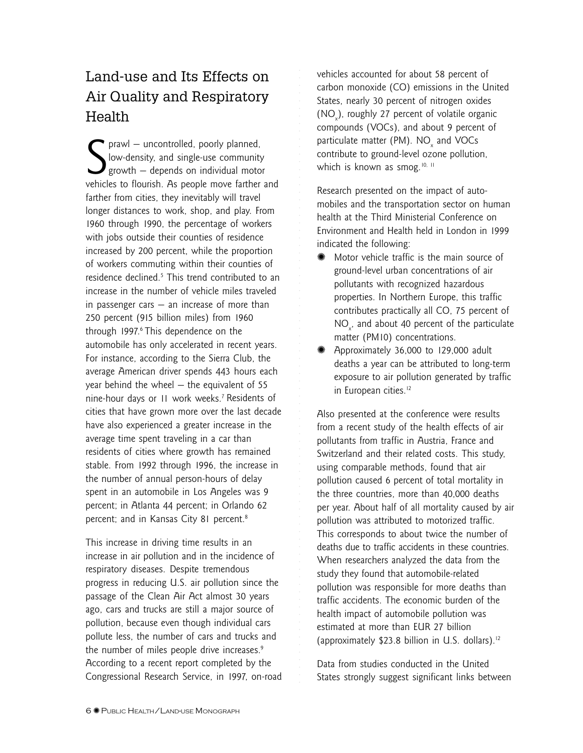## Land-use and Its Effects on Air Quality and Respiratory Health

Sprawl — uncontrolled, poorly planned, low-density, and single-use community growth — depends on individual motor vehicles to flourish. As people move farther and farther from cities, they inevitably will travel longer distances to work, shop, and play. From 1960 through 1990, the percentage of workers with jobs outside their counties of residence increased by 200 percent, while the proportion of workers commuting within their counties of residence declined.[5] This trend contributed to an increase in the number of vehicle miles traveled in passenger cars — an increase of more than 250 percent (915 billion miles) from 1960 through 1997.[6] This dependence on the automobile has only accelerated in recent years. For instance, according to the Sierra Club, the average American driver spends 443 hours each year behind the wheel — the equivalent of 55 nine-hour days or 11 work weeks.[7] Residents of cities that have grown more over the last decade have also experienced a greater increase in the average time spent traveling in a car than residents of cities where growth has remained stable. From 1992 through 1996, the increase in the number of annual person-hours of delay spent in an automobile in Los Angeles was 9 percent; in Atlanta 44 percent; in Orlando 62 percent; and in Kansas City 81 percent.[8]

This increase in driving time results in an increase in air pollution and in the incidence of respiratory diseases. Despite tremendous progress in reducing U.S. air pollution since the passage of the Clean Air Act almost 30 years ago, cars and trucks are still a major source of pollution, because even though individual cars pollute less, the number of cars and trucks and the number of miles people drive increases.[9] According to a recent report completed by the Congressional Research Service, in 1997, on-road vehicles accounted for about 58 percent of carbon monoxide (CO) emissions in the United States, nearly 30 percent of nitrogen oxides ($NO_x$), roughly 27 percent of volatile organic compounds (VOCs), and about 9 percent of particulate matter (PM). $NO_x$ and VOCs contribute to ground-level ozone pollution, which is known as smog.[10, 11]

Research presented on the impact of automobiles and the transportation sector on human health at the Third Ministerial Conference on Environment and Health held in London in 1999 indicated the following:

- Motor vehicle traffic is the main source of ground-level urban concentrations of air pollutants with recognized hazardous properties. In Northern Europe, this traffic contributes practically all CO, 75 percent of $NO_x$, and about 40 percent of the particulate matter (PM10) concentrations.
- Approximately 36,000 to 129,000 adult deaths a year can be attributed to long-term exposure to air pollution generated by traffic in European cities.[12]

Also presented at the conference were results from a recent study of the health effects of air pollutants from traffic in Austria, France and Switzerland and their related costs. This study, using comparable methods, found that air pollution caused 6 percent of total mortality in the three countries, more than 40,000 deaths per year. About half of all mortality caused by air pollution was attributed to motorized traffic. This corresponds to about twice the number of deaths due to traffic accidents in these countries. When researchers analyzed the data from the study they found that automobile-related pollution was responsible for more deaths than traffic accidents. The economic burden of the health impact of automobile pollution was estimated at more than EUR 27 billion (approximately $23.8 billion in U.S. dollars).[12]

Data from studies conducted in the United States strongly suggest significant links between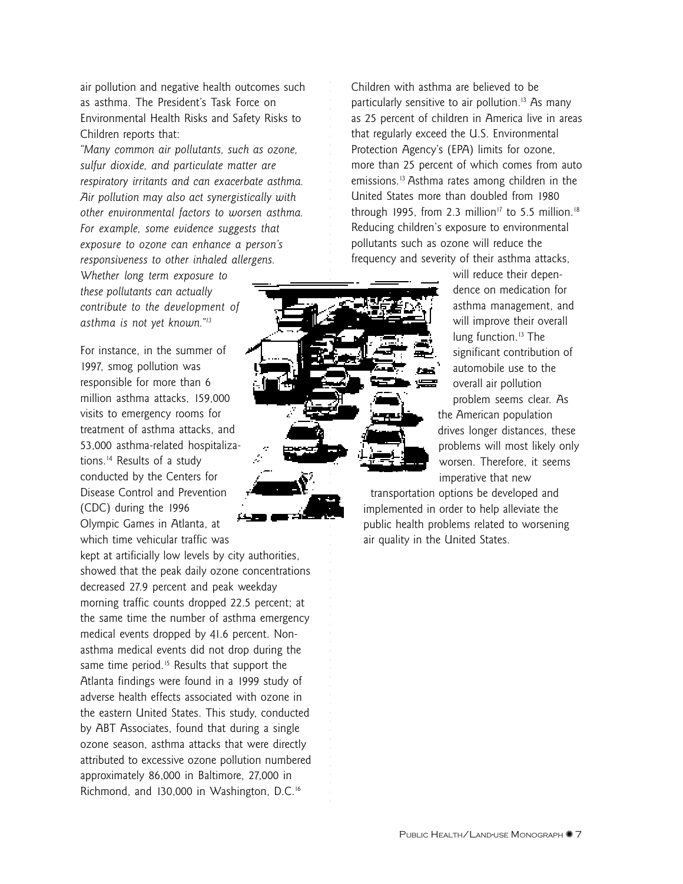air pollution and negative health outcomes such as asthma. The President's Task Force on Environmental Health Risks and Safety Risks to Children reports that:

*"Many common air pollutants, such as ozone, sulfur dioxide, and particulate matter are respiratory irritants and can exacerbate asthma. Air pollution may also act synergistically with other environmental factors to worsen asthma. For example, some evidence suggests that exposure to ozone can enhance a person's responsiveness to other inhaled allergens. Whether long term exposure to these pollutants can actually contribute to the development of asthma is not yet known."*[13]

For instance, in the summer of 1997, smog pollution was responsible for more than 6 million asthma attacks, 159,000 visits to emergency rooms for treatment of asthma attacks, and 53,000 asthma-related hospitalizations.[14] Results of a study conducted by the Centers for Disease Control and Prevention (CDC) during the 1996 Olympic Games in Atlanta, at which time vehicular traffic was kept at artificially low levels by city authorities, showed that the peak daily ozone concentrations decreased 27.9 percent and peak weekday morning traffic counts dropped 22.5 percent; at the same time the number of asthma emergency medical events dropped by 41.6 percent. Non-asthma medical events did not drop during the same time period.[15] Results that support the Atlanta findings were found in a 1999 study of adverse health effects associated with ozone in the eastern United States. This study, conducted by ABT Associates, found that during a single ozone season, asthma attacks that were directly attributed to excessive ozone pollution numbered approximately 86,000 in Baltimore, 27,000 in Richmond, and 130,000 in Washington, D.C.[16]

Children with asthma are believed to be particularly sensitive to air pollution.[13] As many as 25 percent of children in America live in areas that regularly exceed the U.S. Environmental Protection Agency's (EPA) limits for ozone, more than 25 percent of which comes from auto emissions.[13] Asthma rates among children in the United States more than doubled from 1980 through 1995, from 2.3 million[17] to 5.5 million.[18] Reducing children's exposure to environmental pollutants such as ozone will reduce the frequency and severity of their asthma attacks, will reduce their dependence on medication for asthma management, and will improve their overall lung function.[13] The significant contribution of automobile use to the overall air pollution problem seems clear. As the American population drives longer distances, these problems will most likely only worsen. Therefore, it seems imperative that new transportation options be developed and implemented in order to help alleviate the public health problems related to worsening air quality in the United States.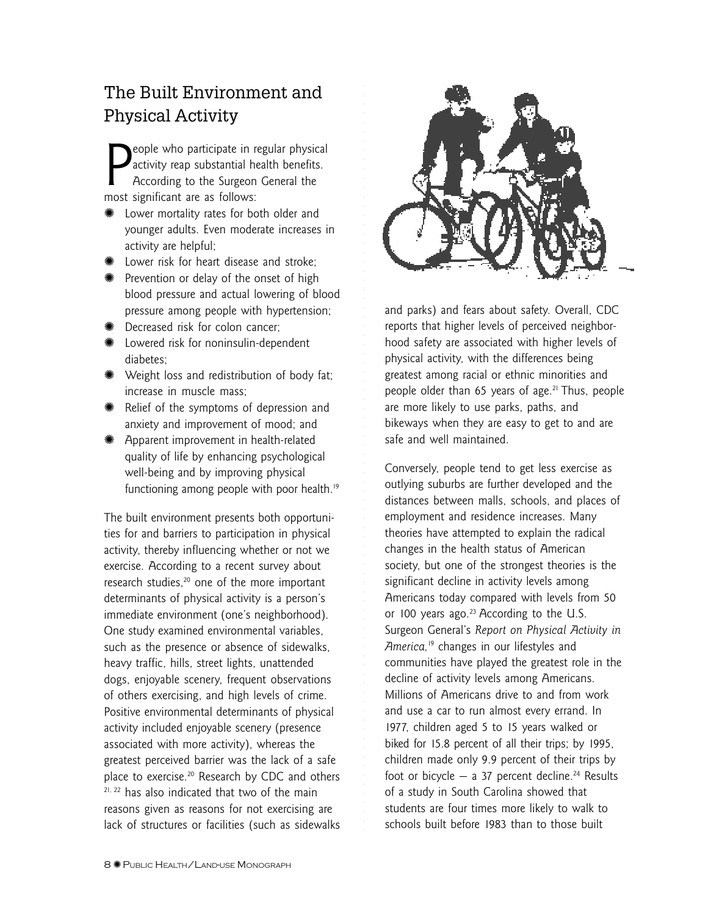## The Built Environment and Physical Activity

People who participate in regular physical activity reap substantial health benefits. According to the Surgeon General the most significant are as follows:

- Lower mortality rates for both older and younger adults. Even moderate increases in activity are helpful;
- Lower risk for heart disease and stroke;
- Prevention or delay of the onset of high blood pressure and actual lowering of blood pressure among people with hypertension;
- Decreased risk for colon cancer;
- Lowered risk for noninsulin-dependent diabetes;
- Weight loss and redistribution of body fat; increase in muscle mass;
- Relief of the symptoms of depression and anxiety and improvement of mood; and
- Apparent improvement in health-related quality of life by enhancing psychological well-being and by improving physical functioning among people with poor health.[19]

The built environment presents both opportunities for and barriers to participation in physical activity, thereby influencing whether or not we exercise. According to a recent survey about research studies,[20] one of the more important determinants of physical activity is a person's immediate environment (one's neighborhood). One study examined environmental variables, such as the presence or absence of sidewalks, heavy traffic, hills, street lights, unattended dogs, enjoyable scenery, frequent observations of others exercising, and high levels of crime. Positive environmental determinants of physical activity included enjoyable scenery (presence associated with more activity), whereas the greatest perceived barrier was the lack of a safe place to exercise.[20] Research by CDC and others [21, 22] has also indicated that two of the main reasons given as reasons for not exercising are lack of structures or facilities (such as sidewalks and parks) and fears about safety. Overall, CDC reports that higher levels of perceived neighborhood safety are associated with higher levels of physical activity, with the differences being greatest among racial or ethnic minorities and people older than 65 years of age.[21] Thus, people are more likely to use parks, paths, and bikeways when they are easy to get to and are safe and well maintained.

Conversely, people tend to get less exercise as outlying suburbs are further developed and the distances between malls, schools, and places of employment and residence increases. Many theories have attempted to explain the radical changes in the health status of American society, but one of the strongest theories is the significant decline in activity levels among Americans today compared with levels from 50 or 100 years ago.[23] According to the U.S. Surgeon General's *Report on Physical Activity in America*,[19] changes in our lifestyles and communities have played the greatest role in the decline of activity levels among Americans. Millions of Americans drive to and from work and use a car to run almost every errand. In 1977, children aged 5 to 15 years walked or biked for 15.8 percent of all their trips; by 1995, children made only 9.9 percent of their trips by foot or bicycle — a 37 percent decline.[24] Results of a study in South Carolina showed that students are four times more likely to walk to schools built before 1983 than to those built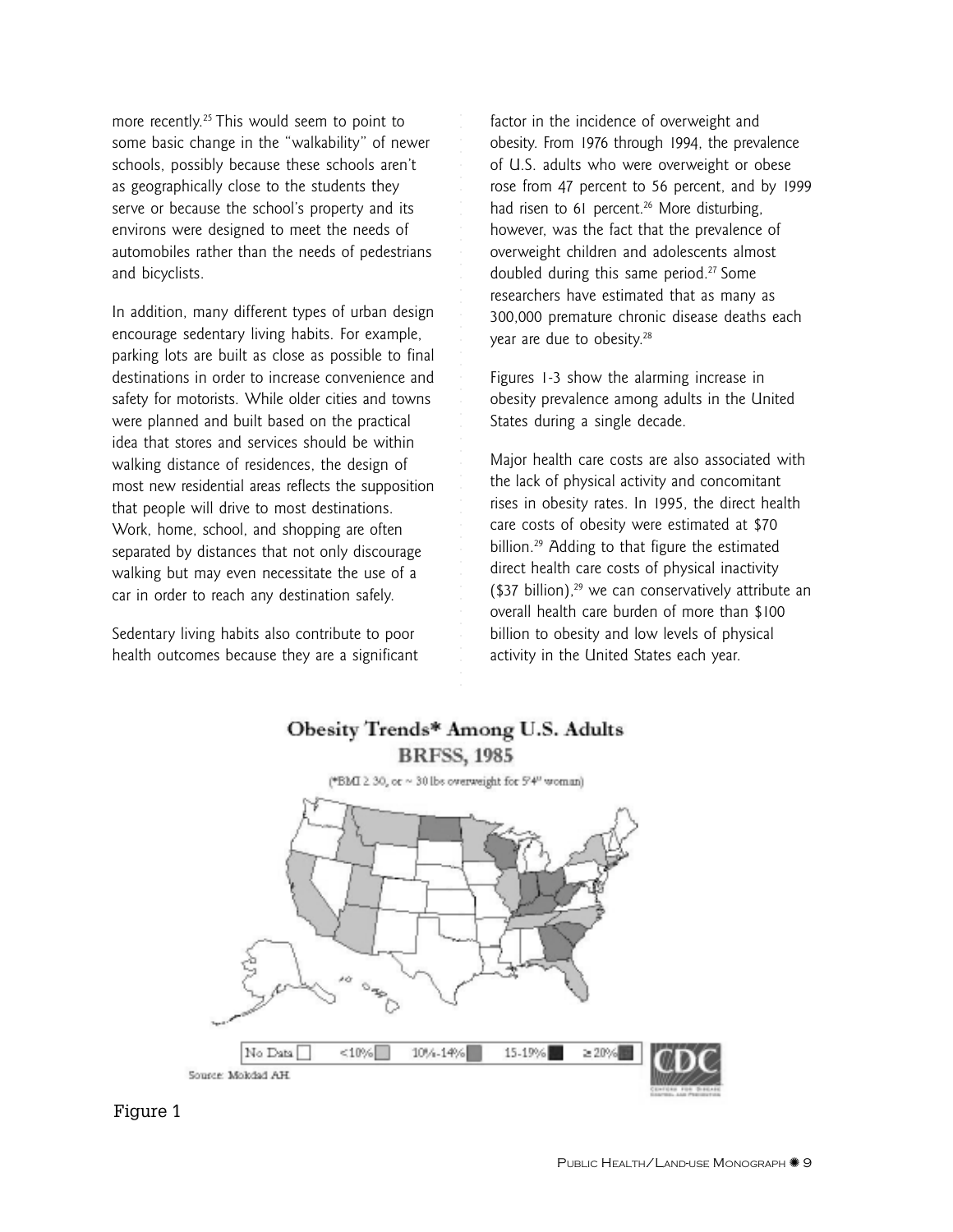more recently.[25] This would seem to point to some basic change in the "walkability" of newer schools, possibly because these schools aren't as geographically close to the students they serve or because the school's property and its environs were designed to meet the needs of automobiles rather than the needs of pedestrians and bicyclists.

In addition, many different types of urban design encourage sedentary living habits. For example, parking lots are built as close as possible to final destinations in order to increase convenience and safety for motorists. While older cities and towns were planned and built based on the practical idea that stores and services should be within walking distance of residences, the design of most new residential areas reflects the supposition that people will drive to most destinations. Work, home, school, and shopping are often separated by distances that not only discourage walking but may even necessitate the use of a car in order to reach any destination safely.

Sedentary living habits also contribute to poor health outcomes because they are a significant factor in the incidence of overweight and obesity. From 1976 through 1994, the prevalence of U.S. adults who were overweight or obese rose from 47 percent to 56 percent, and by 1999 had risen to 61 percent.[26] More disturbing, however, was the fact that the prevalence of overweight children and adolescents almost doubled during this same period.[27] Some researchers have estimated that as many as 300,000 premature chronic disease deaths each year are due to obesity.[28]

Figures 1-3 show the alarming increase in obesity prevalence among adults in the United States during a single decade.

Major health care costs are also associated with the lack of physical activity and concomitant rises in obesity rates. In 1995, the direct health care costs of obesity were estimated at $70 billion.[29] Adding to that figure the estimated direct health care costs of physical inactivity ($37 billion),[29] we can conservatively attribute an overall health care burden of more than $100 billion to obesity and low levels of physical activity in the United States each year.

**Obesity Trends* Among U.S. Adults**
**BRFSS, 1985**

(*BMI ≥ 30, or ~ 30 lbs overweight for 5'4" woman)

No Data | <10% | 10%-14% | 15-19% | ≥ 20%

Source: Mokdad AH.

CDC

Figure 1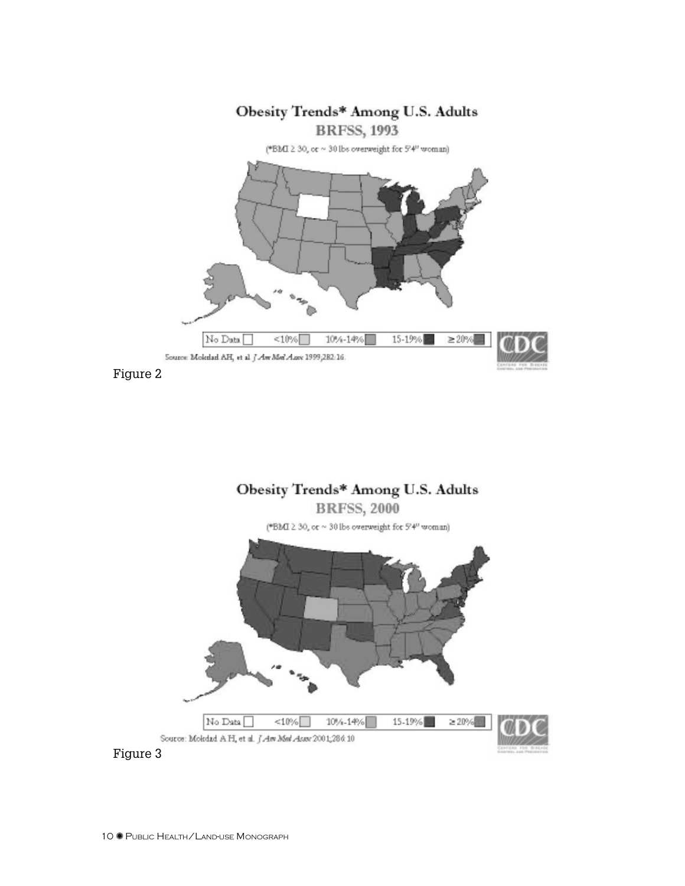Obesity Trends* Among U.S. Adults

BRFSS, 1993

(*BMI ≥ 30, or ~ 30 lbs overweight for 5'4" woman)

No Data | <10% | 10%-14% | 15-19% | ≥ 20%

Source: Mokdad AH, et al. *J Am Med Assoc* 1999;282:16.

Figure 2

Obesity Trends* Among U.S. Adults

BRFSS, 2000

(*BMI ≥ 30, or ~ 30 lbs overweight for 5'4" woman)

No Data | <10% | 10%-14% | 15-19% | ≥ 20%

Source: Mokdad A H, et al. *J Am Med Assoc* 2001;286:10

Figure 3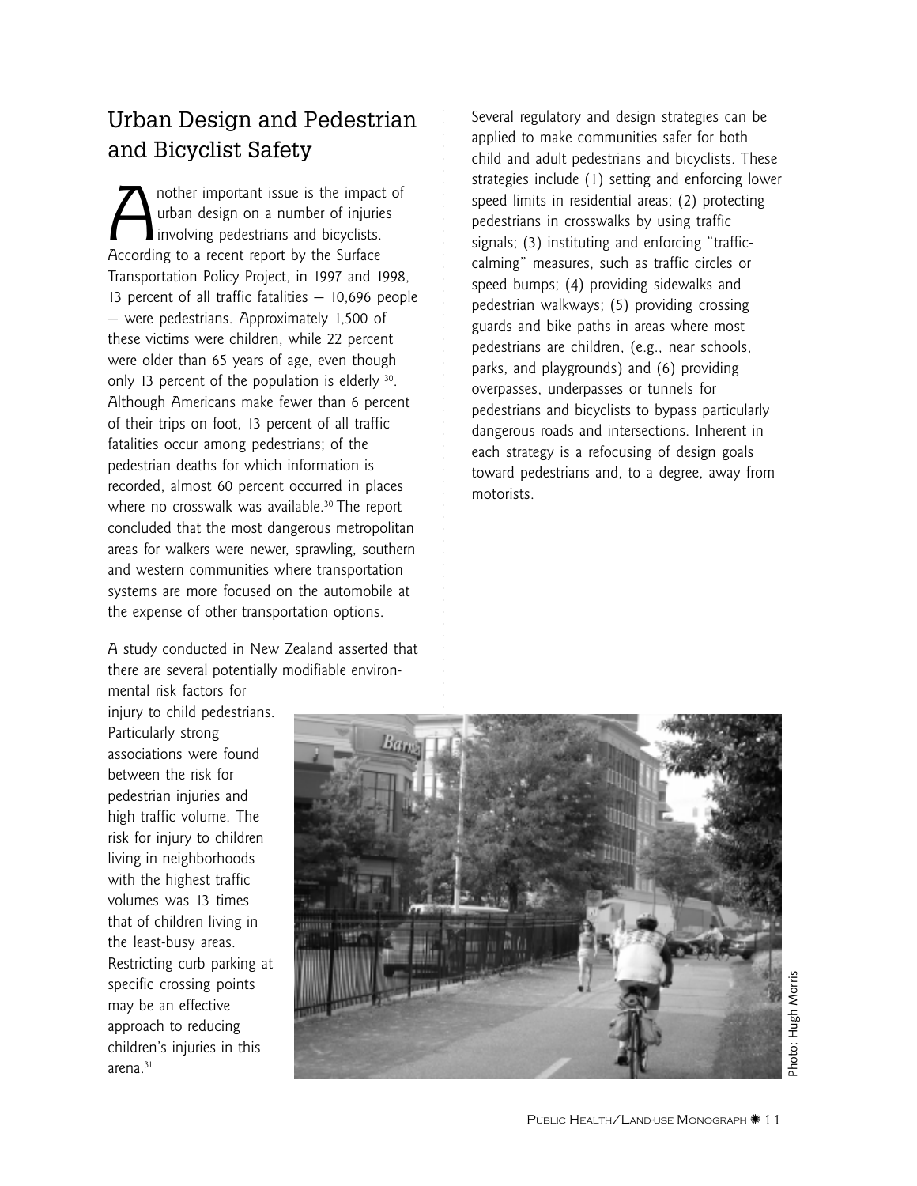## Urban Design and Pedestrian and Bicyclist Safety

Another important issue is the impact of urban design on a number of injuries involving pedestrians and bicyclists. According to a recent report by the Surface Transportation Policy Project, in 1997 and 1998, 13 percent of all traffic fatalities — 10,696 people — were pedestrians. Approximately 1,500 of these victims were children, while 22 percent were older than 65 years of age, even though only 13 percent of the population is elderly [30]. Although Americans make fewer than 6 percent of their trips on foot, 13 percent of all traffic fatalities occur among pedestrians; of the pedestrian deaths for which information is recorded, almost 60 percent occurred in places where no crosswalk was available.[30] The report concluded that the most dangerous metropolitan areas for walkers were newer, sprawling, southern and western communities where transportation systems are more focused on the automobile at the expense of other transportation options.

A study conducted in New Zealand asserted that there are several potentially modifiable environmental risk factors for injury to child pedestrians. Particularly strong associations were found between the risk for pedestrian injuries and high traffic volume. The risk for injury to children living in neighborhoods with the highest traffic volumes was 13 times that of children living in the least-busy areas. Restricting curb parking at specific crossing points may be an effective approach to reducing children's injuries in this arena.[31]

Several regulatory and design strategies can be applied to make communities safer for both child and adult pedestrians and bicyclists. These strategies include (1) setting and enforcing lower speed limits in residential areas; (2) protecting pedestrians in crosswalks by using traffic signals; (3) instituting and enforcing "traffic-calming" measures, such as traffic circles or speed bumps; (4) providing sidewalks and pedestrian walkways; (5) providing crossing guards and bike paths in areas where most pedestrians are children, (e.g., near schools, parks, and playgrounds) and (6) providing overpasses, underpasses or tunnels for pedestrians and bicyclists to bypass particularly dangerous roads and intersections. Inherent in each strategy is a refocusing of design goals toward pedestrians and, to a degree, away from motorists.

Photo: Hugh Morris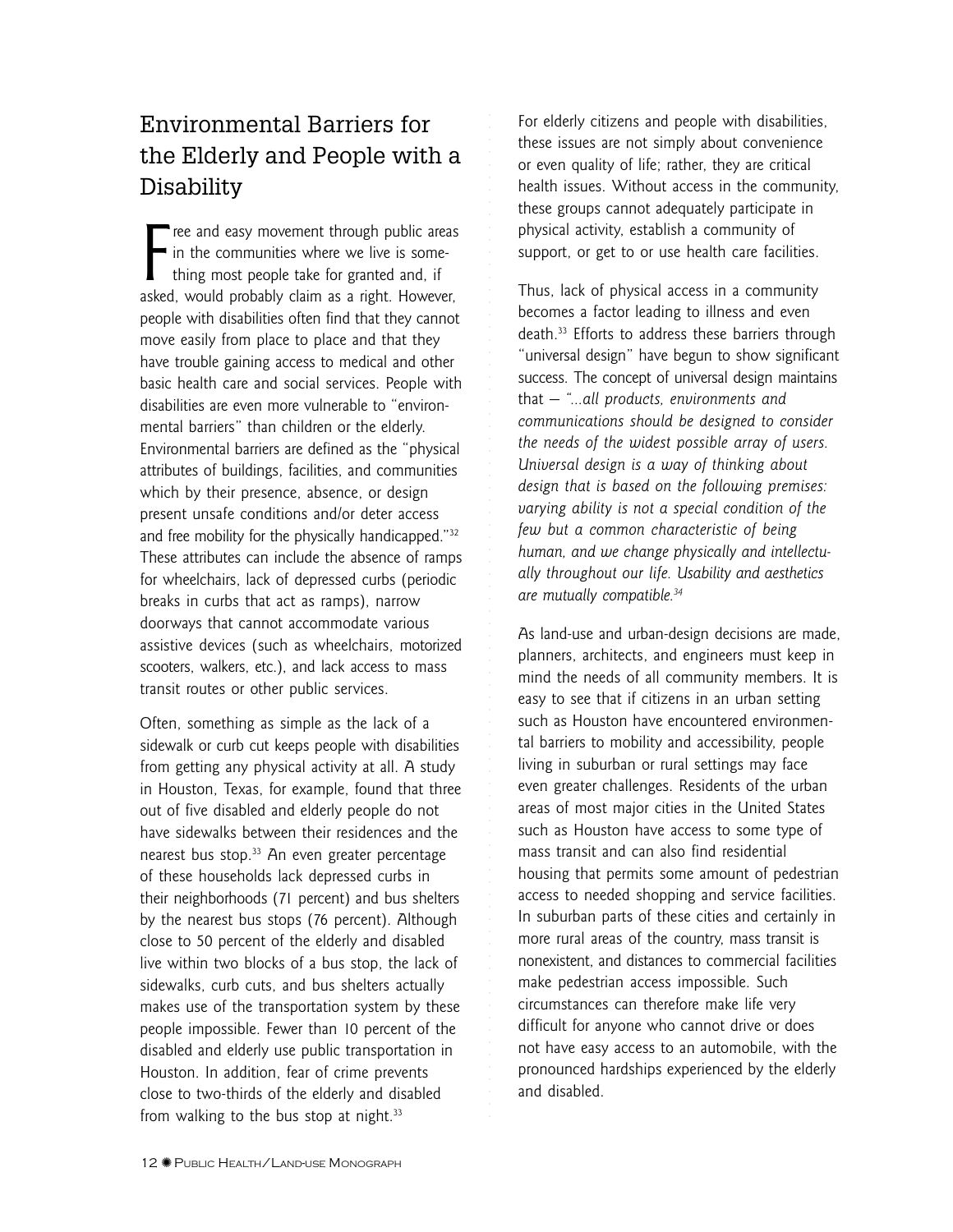## Environmental Barriers for the Elderly and People with a Disability

Free and easy movement through public areas in the communities where we live is something most people take for granted and, if asked, would probably claim as a right. However, people with disabilities often find that they cannot move easily from place to place and that they have trouble gaining access to medical and other basic health care and social services. People with disabilities are even more vulnerable to "environmental barriers" than children or the elderly. Environmental barriers are defined as the "physical attributes of buildings, facilities, and communities which by their presence, absence, or design present unsafe conditions and/or deter access and free mobility for the physically handicapped."[32] These attributes can include the absence of ramps for wheelchairs, lack of depressed curbs (periodic breaks in curbs that act as ramps), narrow doorways that cannot accommodate various assistive devices (such as wheelchairs, motorized scooters, walkers, etc.), and lack access to mass transit routes or other public services.

Often, something as simple as the lack of a sidewalk or curb cut keeps people with disabilities from getting any physical activity at all. A study in Houston, Texas, for example, found that three out of five disabled and elderly people do not have sidewalks between their residences and the nearest bus stop.[33] An even greater percentage of these households lack depressed curbs in their neighborhoods (71 percent) and bus shelters by the nearest bus stops (76 percent). Although close to 50 percent of the elderly and disabled live within two blocks of a bus stop, the lack of sidewalks, curb cuts, and bus shelters actually makes use of the transportation system by these people impossible. Fewer than 10 percent of the disabled and elderly use public transportation in Houston. In addition, fear of crime prevents close to two-thirds of the elderly and disabled from walking to the bus stop at night.[33]

For elderly citizens and people with disabilities, these issues are not simply about convenience or even quality of life; rather, they are critical health issues. Without access in the community, these groups cannot adequately participate in physical activity, establish a community of support, or get to or use health care facilities.

Thus, lack of physical access in a community becomes a factor leading to illness and even death.[33] Efforts to address these barriers through "universal design" have begun to show significant success. The concept of universal design maintains that – *"...all products, environments and communications should be designed to consider the needs of the widest possible array of users. Universal design is a way of thinking about design that is based on the following premises: varying ability is not a special condition of the few but a common characteristic of being human, and we change physically and intellectually throughout our life. Usability and aesthetics are mutually compatible.[34]*

As land-use and urban-design decisions are made, planners, architects, and engineers must keep in mind the needs of all community members. It is easy to see that if citizens in an urban setting such as Houston have encountered environmental barriers to mobility and accessibility, people living in suburban or rural settings may face even greater challenges. Residents of the urban areas of most major cities in the United States such as Houston have access to some type of mass transit and can also find residential housing that permits some amount of pedestrian access to needed shopping and service facilities. In suburban parts of these cities and certainly in more rural areas of the country, mass transit is nonexistent, and distances to commercial facilities make pedestrian access impossible. Such circumstances can therefore make life very difficult for anyone who cannot drive or does not have easy access to an automobile, with the pronounced hardships experienced by the elderly and disabled.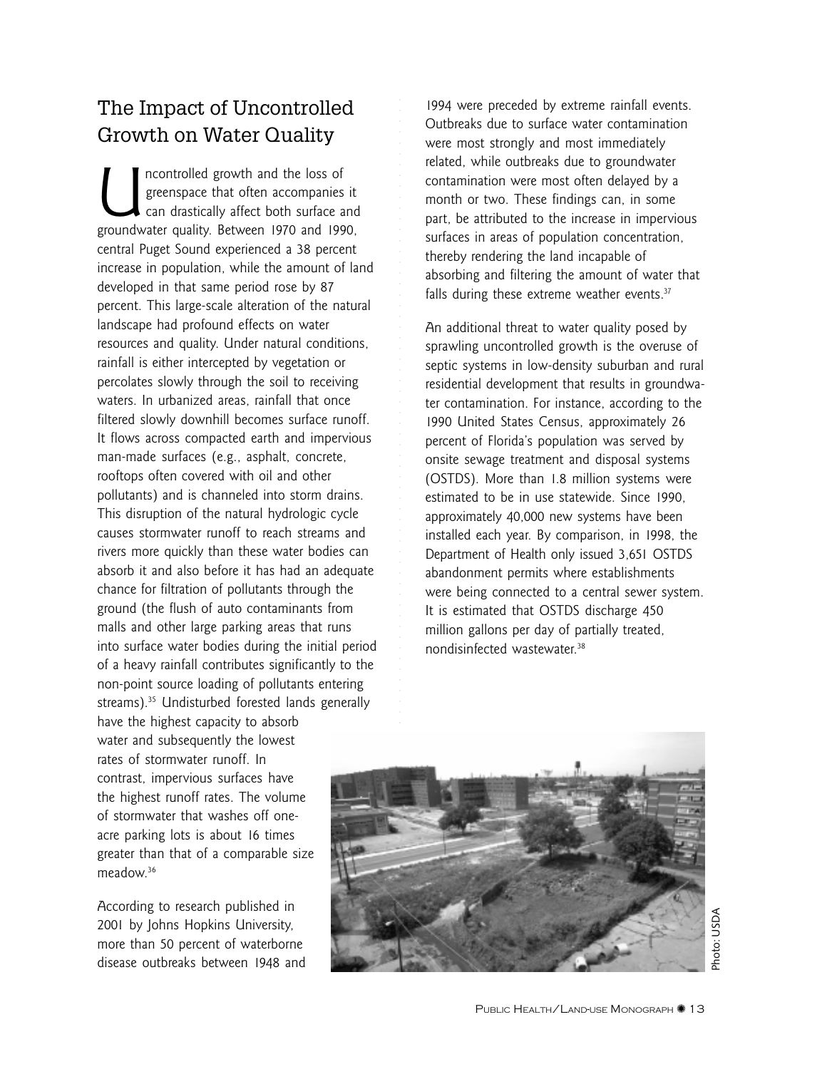## The Impact of Uncontrolled Growth on Water Quality

Uncontrolled growth and the loss of greenspace that often accompanies it can drastically affect both surface and groundwater quality. Between 1970 and 1990, central Puget Sound experienced a 38 percent increase in population, while the amount of land developed in that same period rose by 87 percent. This large-scale alteration of the natural landscape had profound effects on water resources and quality. Under natural conditions, rainfall is either intercepted by vegetation or percolates slowly through the soil to receiving waters. In urbanized areas, rainfall that once filtered slowly downhill becomes surface runoff. It flows across compacted earth and impervious man-made surfaces (e.g., asphalt, concrete, rooftops often covered with oil and other pollutants) and is channeled into storm drains. This disruption of the natural hydrologic cycle causes stormwater runoff to reach streams and rivers more quickly than these water bodies can absorb it and also before it has had an adequate chance for filtration of pollutants through the ground (the flush of auto contaminants from malls and other large parking areas that runs into surface water bodies during the initial period of a heavy rainfall contributes significantly to the non-point source loading of pollutants entering streams).[35] Undisturbed forested lands generally have the highest capacity to absorb water and subsequently the lowest rates of stormwater runoff. In contrast, impervious surfaces have the highest runoff rates. The volume of stormwater that washes off one-acre parking lots is about 16 times greater than that of a comparable size meadow.[36]

According to research published in 2001 by Johns Hopkins University, more than 50 percent of waterborne disease outbreaks between 1948 and 1994 were preceded by extreme rainfall events. Outbreaks due to surface water contamination were most strongly and most immediately related, while outbreaks due to groundwater contamination were most often delayed by a month or two. These findings can, in some part, be attributed to the increase in impervious surfaces in areas of population concentration, thereby rendering the land incapable of absorbing and filtering the amount of water that falls during these extreme weather events.[37]

An additional threat to water quality posed by sprawling uncontrolled growth is the overuse of septic systems in low-density suburban and rural residential development that results in groundwater contamination. For instance, according to the 1990 United States Census, approximately 26 percent of Florida's population was served by onsite sewage treatment and disposal systems (OSTDS). More than 1.8 million systems were estimated to be in use statewide. Since 1990, approximately 40,000 new systems have been installed each year. By comparison, in 1998, the Department of Health only issued 3,651 OSTDS abandonment permits where establishments were being connected to a central sewer system. It is estimated that OSTDS discharge 450 million gallons per day of partially treated, nondisinfected wastewater.[38]

Photo: USDA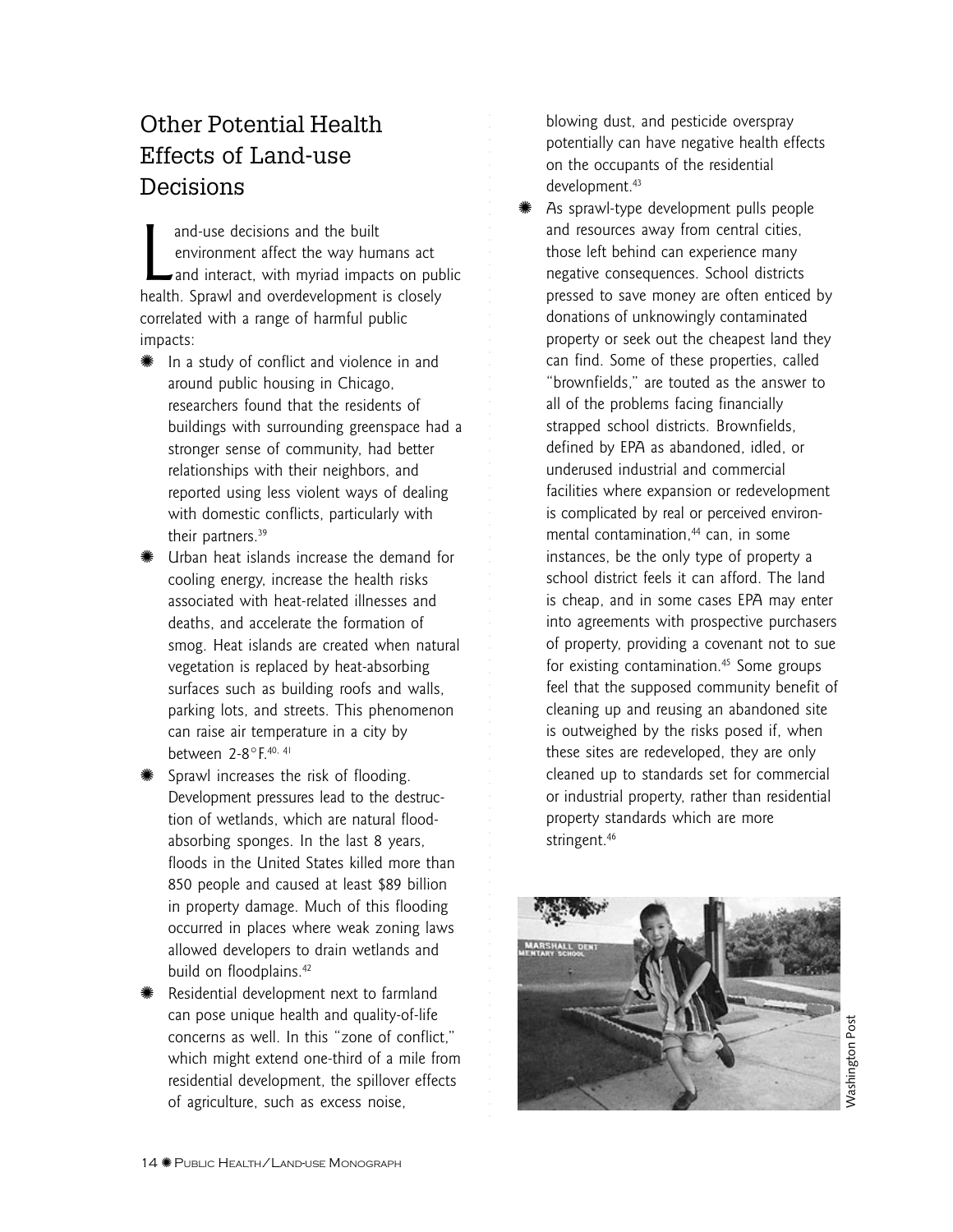## Other Potential Health Effects of Land-use Decisions

Land-use decisions and the built environment affect the way humans act and interact, with myriad impacts on public health. Sprawl and overdevelopment is closely correlated with a range of harmful public impacts:

- In a study of conflict and violence in and around public housing in Chicago, researchers found that the residents of buildings with surrounding greenspace had a stronger sense of community, had better relationships with their neighbors, and reported using less violent ways of dealing with domestic conflicts, particularly with their partners.[39]
- Urban heat islands increase the demand for cooling energy, increase the health risks associated with heat-related illnesses and deaths, and accelerate the formation of smog. Heat islands are created when natural vegetation is replaced by heat-absorbing surfaces such as building roofs and walls, parking lots, and streets. This phenomenon can raise air temperature in a city by between 2-8°F.[40, 41]
- Sprawl increases the risk of flooding. Development pressures lead to the destruction of wetlands, which are natural flood-absorbing sponges. In the last 8 years, floods in the United States killed more than 850 people and caused at least $89 billion in property damage. Much of this flooding occurred in places where weak zoning laws allowed developers to drain wetlands and build on floodplains.[42]
- Residential development next to farmland can pose unique health and quality-of-life concerns as well. In this "zone of conflict," which might extend one-third of a mile from residential development, the spillover effects of agriculture, such as excess noise, blowing dust, and pesticide overspray potentially can have negative health effects on the occupants of the residential development.[43]
- As sprawl-type development pulls people and resources away from central cities, those left behind can experience many negative consequences. School districts pressed to save money are often enticed by donations of unknowingly contaminated property or seek out the cheapest land they can find. Some of these properties, called "brownfields," are touted as the answer to all of the problems facing financially strapped school districts. Brownfields, defined by EPA as abandoned, idled, or underused industrial and commercial facilities where expansion or redevelopment is complicated by real or perceived environmental contamination,[44] can, in some instances, be the only type of property a school district feels it can afford. The land is cheap, and in some cases EPA may enter into agreements with prospective purchasers of property, providing a covenant not to sue for existing contamination.[45] Some groups feel that the supposed community benefit of cleaning up and reusing an abandoned site is outweighed by the risks posed if, when these sites are redeveloped, they are only cleaned up to standards set for commercial or industrial property, rather than residential property standards which are more stringent.[46]

Washington Post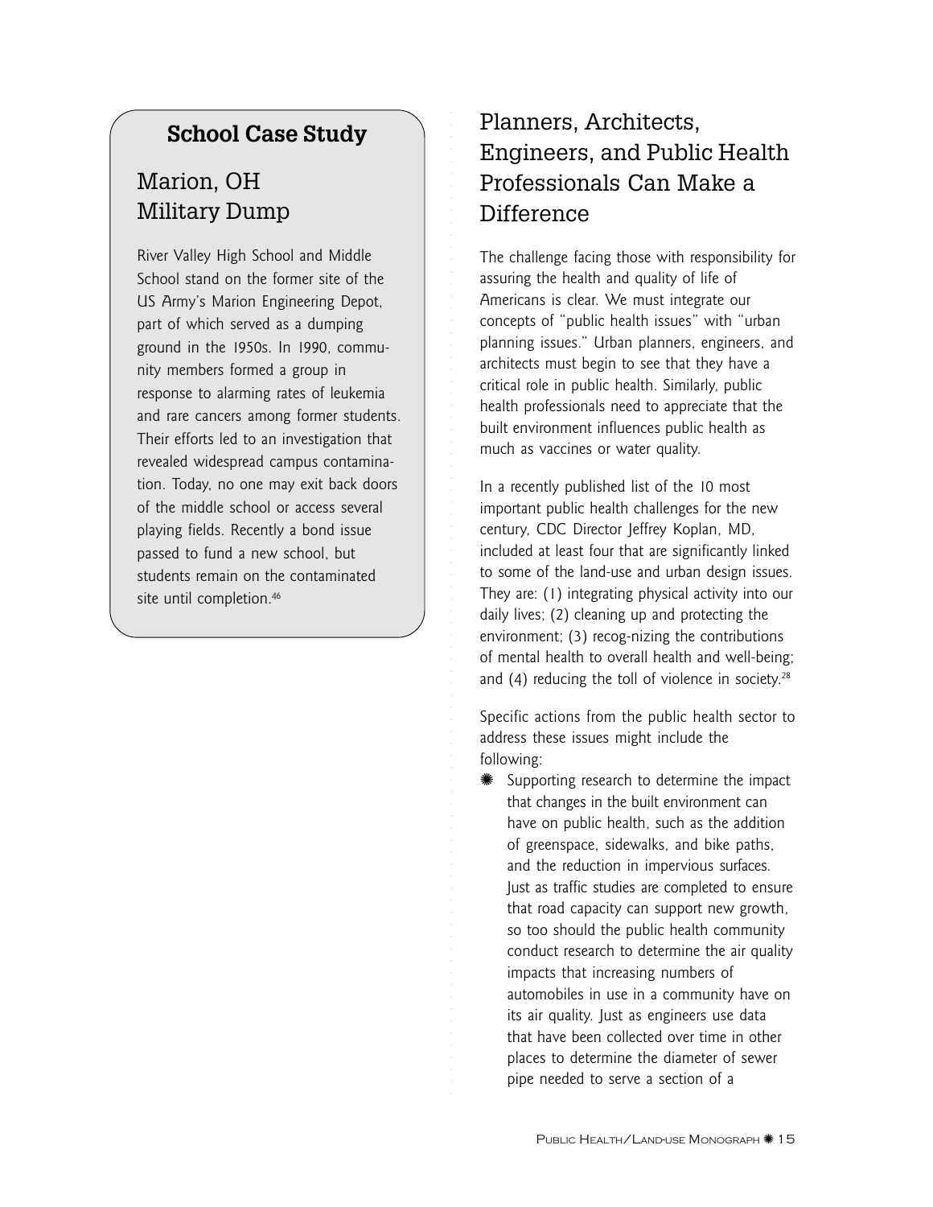### School Case Study

## Marion, OH Military Dump

River Valley High School and Middle School stand on the former site of the US Army's Marion Engineering Depot, part of which served as a dumping ground in the 1950s. In 1990, community members formed a group in response to alarming rates of leukemia and rare cancers among former students. Their efforts led to an investigation that revealed widespread campus contamination. Today, no one may exit back doors of the middle school or access several playing fields. Recently a bond issue passed to fund a new school, but students remain on the contaminated site until completion.[46]

## Planners, Architects, Engineers, and Public Health Professionals Can Make a Difference

The challenge facing those with responsibility for assuring the health and quality of life of Americans is clear. We must integrate our concepts of "public health issues" with "urban planning issues." Urban planners, engineers, and architects must begin to see that they have a critical role in public health. Similarly, public health professionals need to appreciate that the built environment influences public health as much as vaccines or water quality.

In a recently published list of the 10 most important public health challenges for the new century, CDC Director Jeffrey Koplan, MD, included at least four that are significantly linked to some of the land-use and urban design issues. They are: (1) integrating physical activity into our daily lives; (2) cleaning up and protecting the environment; (3) recog-nizing the contributions of mental health to overall health and well-being; and (4) reducing the toll of violence in society.[28]

Specific actions from the public health sector to address these issues might include the following:

- Supporting research to determine the impact that changes in the built environment can have on public health, such as the addition of greenspace, sidewalks, and bike paths, and the reduction in impervious surfaces. Just as traffic studies are completed to ensure that road capacity can support new growth, so too should the public health community conduct research to determine the air quality impacts that increasing numbers of automobiles in use in a community have on its air quality. Just as engineers use data that have been collected over time in other places to determine the diameter of sewer pipe needed to serve a section of a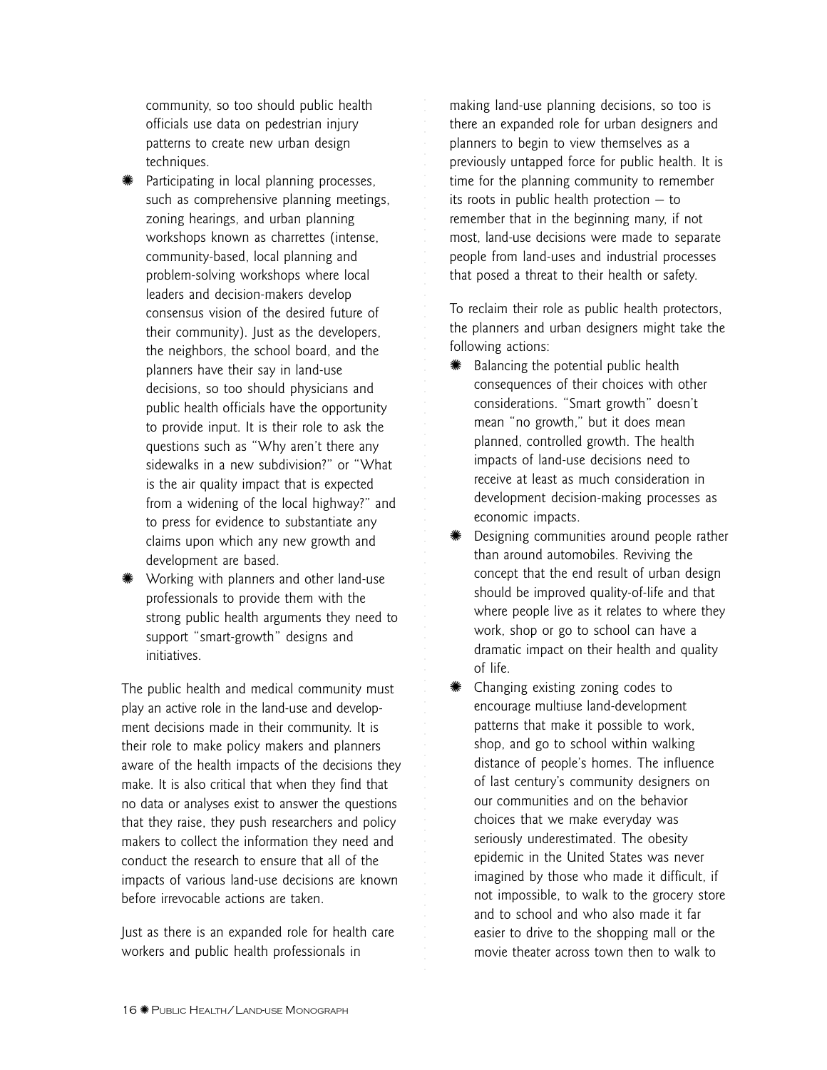community, so too should public health officials use data on pedestrian injury patterns to create new urban design techniques.

- Participating in local planning processes, such as comprehensive planning meetings, zoning hearings, and urban planning workshops known as charrettes (intense, community-based, local planning and problem-solving workshops where local leaders and decision-makers develop consensus vision of the desired future of their community). Just as the developers, the neighbors, the school board, and the planners have their say in land-use decisions, so too should physicians and public health officials have the opportunity to provide input. It is their role to ask the questions such as "Why aren't there any sidewalks in a new subdivision?" or "What is the air quality impact that is expected from a widening of the local highway?" and to press for evidence to substantiate any claims upon which any new growth and development are based.
- Working with planners and other land-use professionals to provide them with the strong public health arguments they need to support "smart-growth" designs and initiatives.

The public health and medical community must play an active role in the land-use and development decisions made in their community. It is their role to make policy makers and planners aware of the health impacts of the decisions they make. It is also critical that when they find that no data or analyses exist to answer the questions that they raise, they push researchers and policy makers to collect the information they need and conduct the research to ensure that all of the impacts of various land-use decisions are known before irrevocable actions are taken.

Just as there is an expanded role for health care workers and public health professionals in making land-use planning decisions, so too is there an expanded role for urban designers and planners to begin to view themselves as a previously untapped force for public health. It is time for the planning community to remember its roots in public health protection — to remember that in the beginning many, if not most, land-use decisions were made to separate people from land-uses and industrial processes that posed a threat to their health or safety.

To reclaim their role as public health protectors, the planners and urban designers might take the following actions:

- Balancing the potential public health consequences of their choices with other considerations. "Smart growth" doesn't mean "no growth," but it does mean planned, controlled growth. The health impacts of land-use decisions need to receive at least as much consideration in development decision-making processes as economic impacts.
- Designing communities around people rather than around automobiles. Reviving the concept that the end result of urban design should be improved quality-of-life and that where people live as it relates to where they work, shop or go to school can have a dramatic impact on their health and quality of life.
- Changing existing zoning codes to encourage multiuse land-development patterns that make it possible to work, shop, and go to school within walking distance of people's homes. The influence of last century's community designers on our communities and on the behavior choices that we make everyday was seriously underestimated. The obesity epidemic in the United States was never imagined by those who made it difficult, if not impossible, to walk to the grocery store and to school and who also made it far easier to drive to the shopping mall or the movie theater across town then to walk to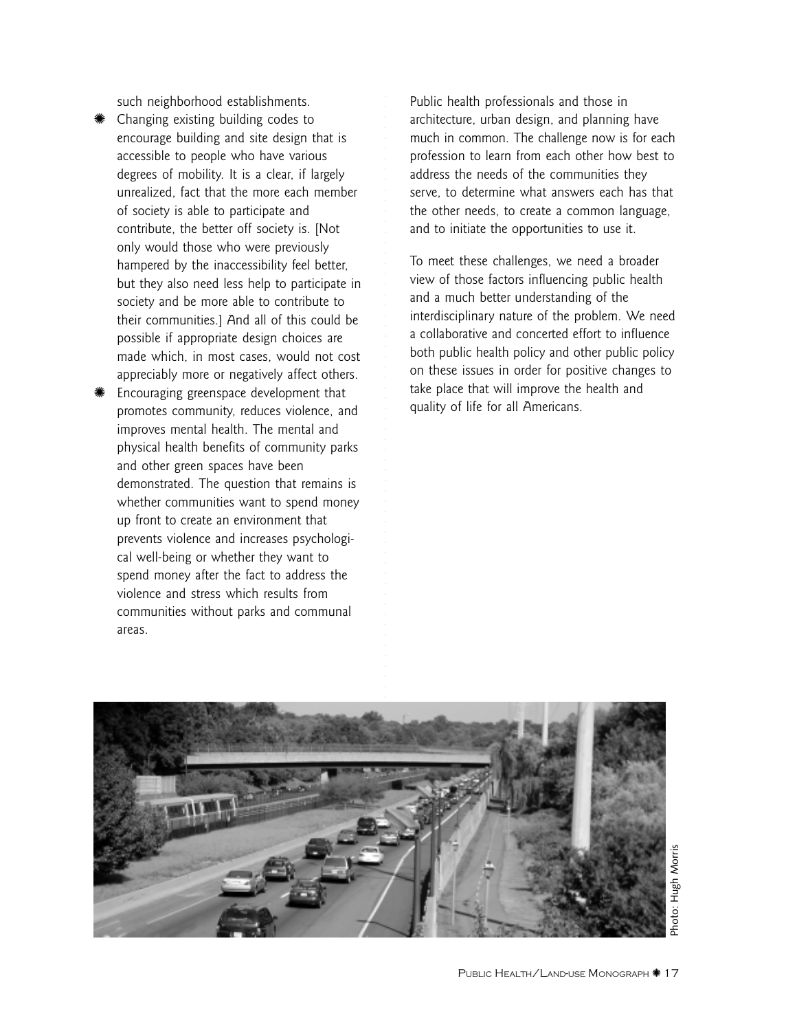such neighborhood establishments.

- Changing existing building codes to encourage building and site design that is accessible to people who have various degrees of mobility. It is a clear, if largely unrealized, fact that the more each member of society is able to participate and contribute, the better off society is. [Not only would those who were previously hampered by the inaccessibility feel better, but they also need less help to participate in society and be more able to contribute to their communities.] And all of this could be possible if appropriate design choices are made which, in most cases, would not cost appreciably more or negatively affect others.
- Encouraging greenspace development that promotes community, reduces violence, and improves mental health. The mental and physical health benefits of community parks and other green spaces have been demonstrated. The question that remains is whether communities want to spend money up front to create an environment that prevents violence and increases psychological well-being or whether they want to spend money after the fact to address the violence and stress which results from communities without parks and communal areas.

Public health professionals and those in architecture, urban design, and planning have much in common. The challenge now is for each profession to learn from each other how best to address the needs of the communities they serve, to determine what answers each has that the other needs, to create a common language, and to initiate the opportunities to use it.

To meet these challenges, we need a broader view of those factors influencing public health and a much better understanding of the interdisciplinary nature of the problem. We need a collaborative and concerted effort to influence both public health policy and other public policy on these issues in order for positive changes to take place that will improve the health and quality of life for all Americans.

Photo: Hugh Morris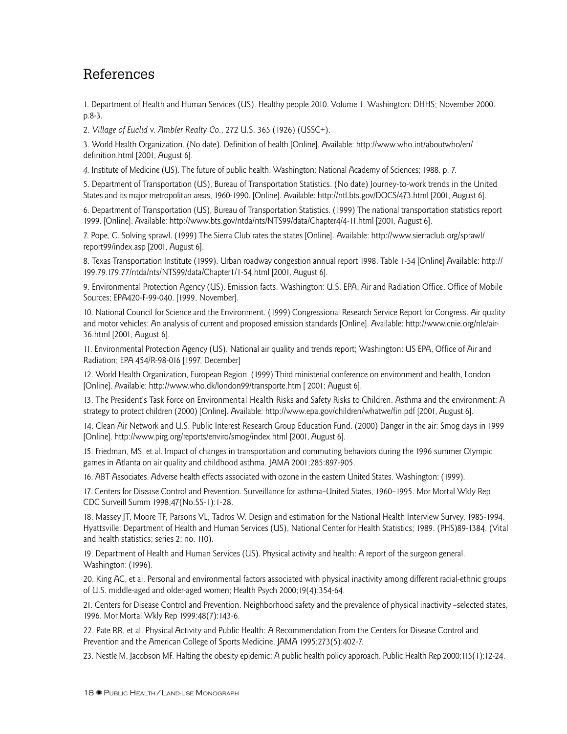## References

1. Department of Health and Human Services (US). Healthy people 2010. Volume 1. Washington: DHHS; November 2000. p.8-3.

2. *Village of Euclid* v. *Ambler Realty Co.*, 272 U.S. 365 (1926) (USSC+).

3. World Health Organization. (No date). Definition of health [Online]. Available: http://www.who.int/aboutwho/en/definition.html [2001, August 6].

4. Institute of Medicine (US). The future of public health. Washington: National Academy of Sciences; 1988. p. 7.

5. Department of Transportation (US), Bureau of Transportation Statistics. (No date) Journey-to-work trends in the United States and its major metropolitan areas, 1960-1990. [Online]. Available: http://ntl.bts.gov/DOCS/473.html [2001, August 6].

6. Department of Transportation (US), Bureau of Transportation Statistics. (1999) The national transportation statistics report 1999. [Online]. Available: http://www.bts.gov/ntda/nts/NTS99/data/Chapter4/4-11.html [2001, August 6].

7. Pope, C. Solving sprawl. (1999) The Sierra Club rates the states [Online]. Available: http://www.sierraclub.org/sprawl/report99/index.asp [2001, August 6].

8. Texas Transportation Institute (1999). Urban roadway congestion annual report 1998. Table 1-54 [Online] Available: http://199.79.179.77/ntda/nts/NTS99/data/Chapter1/1-54.html [2001, August 6].

9. Environmental Protection Agency (US). Emission facts. Washington: U.S. EPA, Air and Radiation Office, Office of Mobile Sources; EPA420-F-99-040. [1999, November].

10. National Council for Science and the Environment. (1999) Congressional Research Service Report for Congress. Air quality and motor vehicles: An analysis of current and proposed emission standards [Online]. Available: http://www.cnie.org/nle/air-36.html [2001, August 6].

11. Environmental Protection Agency (US). National air quality and trends report; Washington: US EPA, Office of Air and Radiation; EPA 454/R-98-016 [1997, December]

12. World Health Organization, European Region. (1999) Third ministerial conference on environment and health, London [Online]. Available: http://www.who.dk/london99/transporte.htm [ 2001; August 6].

13. The President's Task Force on Environmental Health Risks and Safety Risks to Children. Asthma and the environment: A strategy to protect children (2000) [Online]. Available: http://www.epa.gov/children/whatwe/fin.pdf [2001, August 6].

14. Clean Air Network and U.S. Public Interest Research Group Education Fund. (2000) Danger in the air: Smog days in 1999 [Online]. http://www.pirg.org/reports/enviro/smog/index.html [2001, August 6].

15. Friedman, MS, et al. Impact of changes in transportation and commuting behaviors during the 1996 summer Olympic games in Atlanta on air quality and childhood asthma. JAMA 2001;285:897-905.

16. ABT Associates. Adverse health effects associated with ozone in the eastern United States. Washington: (1999).

17. Centers for Disease Control and Prevention. Surveillance for asthma–United States, 1960–1995. Mor Mortal Wkly Rep CDC Surveill Summ 1998;47(No.SS-1):1-28.

18. Massey JT, Moore TF, Parsons VL, Tadros W. Design and estimation for the National Health Interview Survey, 1985-1994. Hyattsville: Department of Health and Human Services (US), National Center for Health Statistics; 1989. (PHS)89-1384. (Vital and health statistics; series 2; no. 110).

19. Department of Health and Human Services (US). Physical activity and health: A report of the surgeon general. Washington: (1996).

20. King AC, et al. Personal and environmental factors associated with physical inactivity among different racial-ethnic groups of U.S. middle-aged and older-aged women; Health Psych 2000;19(4):354-64.

21. Centers for Disease Control and Prevention. Neighborhood safety and the prevalence of physical inactivity –selected states, 1996. Mor Mortal Wkly Rep 1999:48(7):143-6.

22. Pate RR, et al. Physical Activity and Public Health: A Recommendation From the Centers for Disease Control and Prevention and the American College of Sports Medicine. JAMA 1995;273(5):402-7.

23. Nestle M, Jacobson MF. Halting the obesity epidemic: A public health policy approach. Public Health Rep 2000;115(1):12-24.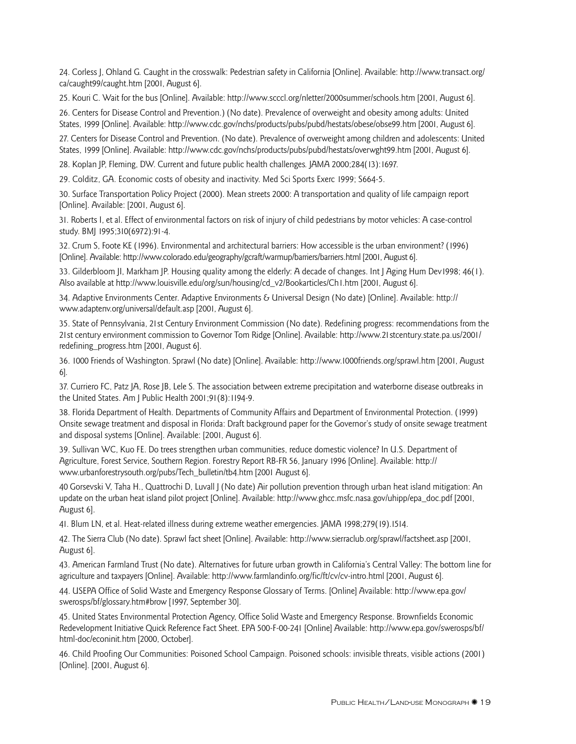24. Corless J, Ohland G. Caught in the crosswalk: Pedestrian safety in California [Online]. Available: http://www.transact.org/ca/caught99/caught.htm [2001, August 6].

25. Kouri C. Wait for the bus [Online]. Available: http://www.scccl.org/nletter/2000summer/schools.htm [2001, August 6].

26. Centers for Disease Control and Prevention.) (No date). Prevalence of overweight and obesity among adults: United States, 1999 [Online]. Available: http://www.cdc.gov/nchs/products/pubs/pubd/hestats/obese/obse99.htm [2001, August 6].

27. Centers for Disease Control and Prevention. (No date). Prevalence of overweight among children and adolescents: United States, 1999 [Online]. Available: http://www.cdc.gov/nchs/products/pubs/pubd/hestats/overwght99.htm [2001, August 6].

28. Koplan JP, Fleming, DW. Current and future public health challenges. JAMA 2000;284(13):1697.

29. Colditz, GA. Economic costs of obesity and inactivity. Med Sci Sports Exerc 1999; S664-5.

30. Surface Transportation Policy Project (2000). Mean streets 2000: A transportation and quality of life campaign report [Online]. Available: [2001, August 6].

31. Roberts I, et al. Effect of environmental factors on risk of injury of child pedestrians by motor vehicles: A case-control study. BMJ 1995;310(6972):91-4.

32. Crum S, Foote KE (1996). Environmental and architectural barriers: How accessible is the urban environment? (1996) [Online]. Available: http://www.colorado.edu/geography/gcraft/warmup/barriers/barriers.html [2001, August 6].

33. Gilderbloom JI, Markham JP. Housing quality among the elderly: A decade of changes. Int J Aging Hum Dev1998; 46(1). Also available at http://www.louisville.edu/org/sun/housing/cd_v2/Bookarticles/Ch1.htm [2001, August 6].

34. Adaptive Environments Center. Adaptive Environments & Universal Design (No date) [Online]. Available: http://www.adaptenv.org/universal/default.asp [2001, August 6].

35. State of Pennsylvania, 21st Century Environment Commission (No date). Redefining progress: recommendations from the 21st century environment commission to Governor Tom Ridge [Online]. Available: http://www.21stcentury.state.pa.us/2001/redefining_progress.htm [2001, August 6].

36. 1000 Friends of Washington. Sprawl (No date) [Online]. Available: http://www.1000friends.org/sprawl.htm [2001, August 6].

37. Curriero FC, Patz JA, Rose JB, Lele S. The association between extreme precipitation and waterborne disease outbreaks in the United States. Am J Public Health 2001;91(8):1194-9.

38. Florida Department of Health. Departments of Community Affairs and Department of Environmental Protection. (1999) Onsite sewage treatment and disposal in Florida: Draft background paper for the Governor's study of onsite sewage treatment and disposal systems [Online]. Available: [2001, August 6].

39. Sullivan WC, Kuo FE. Do trees strengthen urban communities, reduce domestic violence? In U.S. Department of Agriculture, Forest Service, Southern Region. Forestry Report RB-FR 56, January 1996 [Online]. Available: http://www.urbanforestrysouth.org/pubs/Tech_bulletin/tb4.htm [2001 August 6].

40 Gorsevski V, Taha H., Quattrochi D, Luvall J (No date) Air pollution prevention through urban heat island mitigation: An update on the urban heat island pilot project [Online]. Available: http://www.ghcc.msfc.nasa.gov/uhipp/epa_doc.pdf [2001, August 6].

41. Blum LN, et al. Heat-related illness during extreme weather emergencies. JAMA 1998;279(19).1514.

42. The Sierra Club (No date). Sprawl fact sheet [Online]. Available: http://www.sierraclub.org/sprawl/factsheet.asp [2001, August 6].

43. American Farmland Trust (No date). Alternatives for future urban growth in California's Central Valley: The bottom line for agriculture and taxpayers [Online]. Available: http://www.farmlandinfo.org/fic/ft/cv/cv-intro.html [2001, August 6].

44. USEPA Office of Solid Waste and Emergency Response Glossary of Terms. [Online] Available: http://www.epa.gov/swerosps/bf/glossary.htm#brow [1997, September 30].

45. United States Environmental Protection Agency, Office Solid Waste and Emergency Response. Brownfields Economic Redevelopment Initiative Quick Reference Fact Sheet. EPA 500-F-00-241 [Online] Available: http://www.epa.gov/swerosps/bf/html-doc/econinit.htm [2000, October].

46. Child Proofing Our Communities: Poisoned School Campaign. Poisoned schools: invisible threats, visible actions (2001) [Online]. [2001, August 6].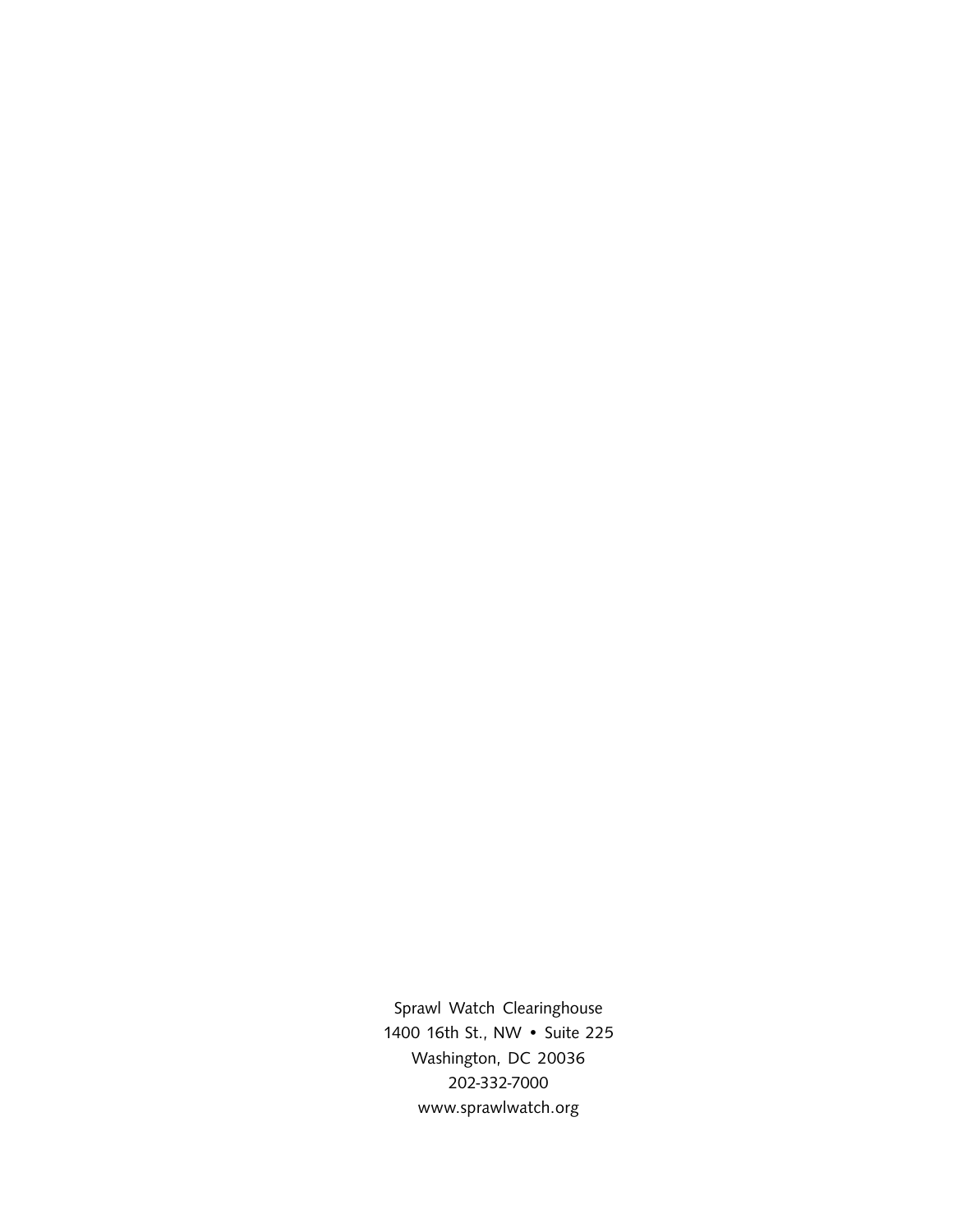Sprawl Watch Clearinghouse
1400 16th St., NW • Suite 225
Washington, DC 20036
202-332-7000
www.sprawlwatch.org